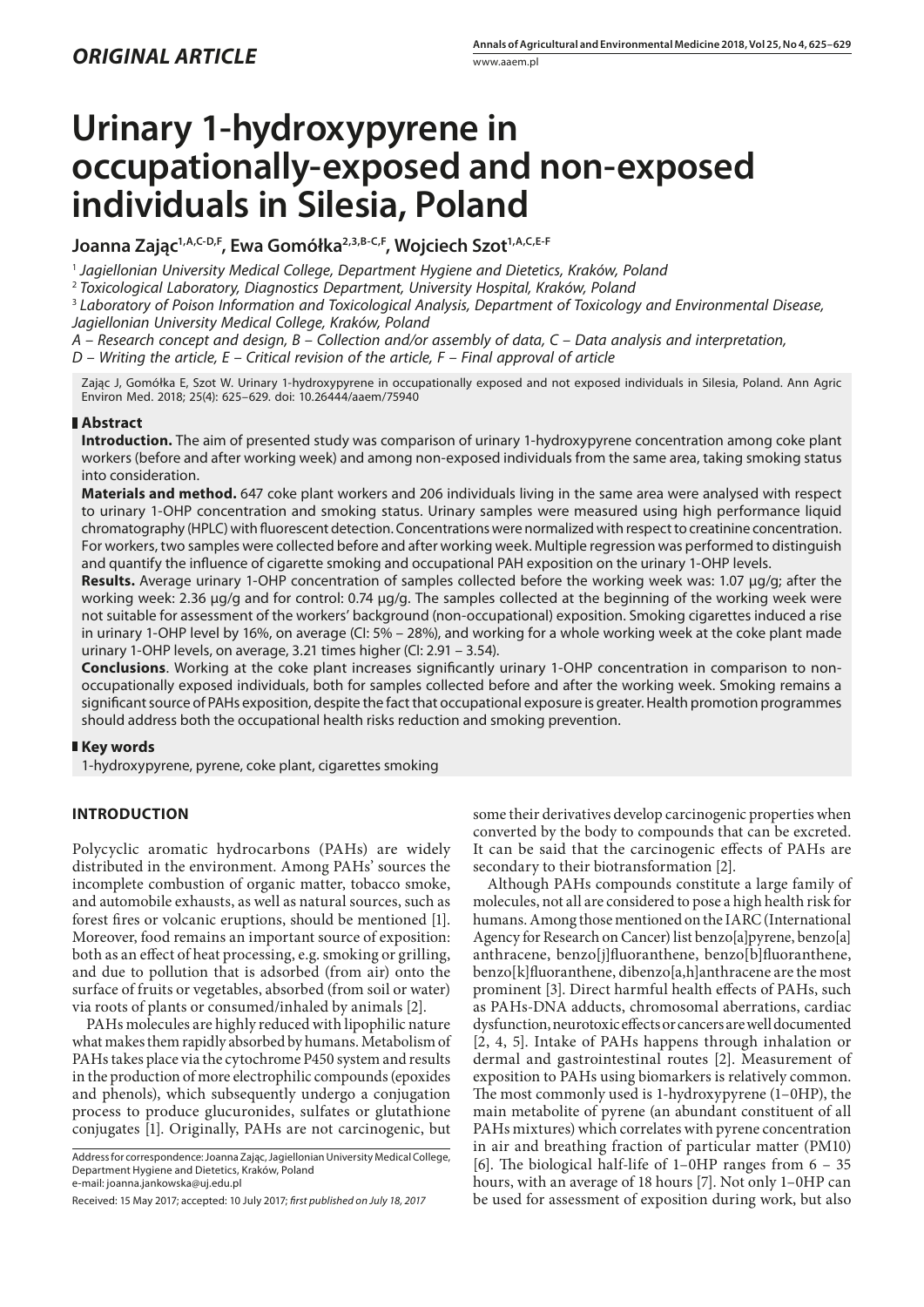## *ORIGINAL ARTICLE*

# Urinary 1-hydroxypyrene in occupationally-exposed and non-exposed individuals in Silesia, Poland

**Joanna Zając[1,A,C-D,F], Ewa Gomółka[2,3,B-C,F], Wojciech Szot[1,A,C,E-F]**

[1] *Jagiellonian University Medical College, Department Hygiene and Dietetics, Kraków, Poland*
[2] *Toxicological Laboratory, Diagnostics Department, University Hospital, Kraków, Poland*
[3] *Laboratory of Poison Information and Toxicological Analysis, Department of Toxicology and Environmental Disease, Jagiellonian University Medical College, Kraków, Poland*

*A – Research concept and design, B – Collection and/or assembly of data, C – Data analysis and interpretation, D – Writing the article, E – Critical revision of the article, F – Final approval of article*

Zając J, Gomółka E, Szot W. Urinary 1-hydroxypyrene in occupationally exposed and not exposed individuals in Silesia, Poland. Ann Agric Environ Med. 2018; 25(4): 625–629. doi: 10.26444/aaem/75940

## Abstract

**Introduction.** The aim of presented study was comparison of urinary 1-hydroxypyrene concentration among coke plant workers (before and after working week) and among non-exposed individuals from the same area, taking smoking status into consideration.

**Materials and method.** 647 coke plant workers and 206 individuals living in the same area were analysed with respect to urinary 1-OHP concentration and smoking status. Urinary samples were measured using high performance liquid chromatography (HPLC) with fluorescent detection. Concentrations were normalized with respect to creatinine concentration. For workers, two samples were collected before and after working week. Multiple regression was performed to distinguish and quantify the influence of cigarette smoking and occupational PAH exposition on the urinary 1-OHP levels.

**Results.** Average urinary 1-OHP concentration of samples collected before the working week was: 1.07 µg/g; after the working week: 2.36 µg/g and for control: 0.74 µg/g. The samples collected at the beginning of the working week were not suitable for assessment of the workers' background (non-occupational) exposition. Smoking cigarettes induced a rise in urinary 1-OHP level by 16%, on average (CI: 5% – 28%), and working for a whole working week at the coke plant made urinary 1-OHP levels, on average, 3.21 times higher (CI: 2.91 – 3.54).

**Conclusions**. Working at the coke plant increases significantly urinary 1-OHP concentration in comparison to non-occupationally exposed individuals, both for samples collected before and after the working week. Smoking remains a significant source of PAHs exposition, despite the fact that occupational exposure is greater. Health promotion programmes should address both the occupational health risks reduction and smoking prevention.

## Key words

1-hydroxypyrene, pyrene, coke plant, cigarettes smoking

## INTRODUCTION

Polycyclic aromatic hydrocarbons (PAHs) are widely distributed in the environment. Among PAHs' sources the incomplete combustion of organic matter, tobacco smoke, and automobile exhausts, as well as natural sources, such as forest fires or volcanic eruptions, should be mentioned [1]. Moreover, food remains an important source of exposition: both as an effect of heat processing, e.g. smoking or grilling, and due to pollution that is adsorbed (from air) onto the surface of fruits or vegetables, absorbed (from soil or water) via roots of plants or consumed/inhaled by animals [2].

PAHs molecules are highly reduced with lipophilic nature what makes them rapidly absorbed by humans. Metabolism of PAHs takes place via the cytochrome P450 system and results in the production of more electrophilic compounds (epoxides and phenols), which subsequently undergo a conjugation process to produce glucuronides, sulfates or glutathione conjugates [1]. Originally, PAHs are not carcinogenic, but some their derivatives develop carcinogenic properties when converted by the body to compounds that can be excreted. It can be said that the carcinogenic effects of PAHs are secondary to their biotransformation [2].

Although PAHs compounds constitute a large family of molecules, not all are considered to pose a high health risk for humans. Among those mentioned on the IARC (International Agency for Research on Cancer) list benzo[a]pyrene, benzo[a]anthracene, benzo[j]fluoranthene, benzo[b]fluoranthene, benzo[k]fluoranthene, dibenzo[a,h]anthracene are the most prominent [3]. Direct harmful health effects of PAHs, such as PAHs-DNA adducts, chromosomal aberrations, cardiac dysfunction, neurotoxic effects or cancers are well documented [2, 4, 5]. Intake of PAHs happens through inhalation or dermal and gastrointestinal routes [2]. Measurement of exposition to PAHs using biomarkers is relatively common. The most commonly used is 1-hydroxypyrene (1–0HP), the main metabolite of pyrene (an abundant constituent of all PAHs mixtures) which correlates with pyrene concentration in air and breathing fraction of particular matter (PM10) [6]. The biological half-life of 1–0HP ranges from 6 – 35 hours, with an average of 18 hours [7]. Not only 1–0HP can be used for assessment of exposition during work, but also

Address for correspondence: Joanna Zając, Jagiellonian University Medical College, Department Hygiene and Dietetics, Kraków, Poland
e-mail: joanna.jankowska@uj.edu.pl

Received: 15 May 2017; accepted: 10 July 2017; *first published on July 18, 2017*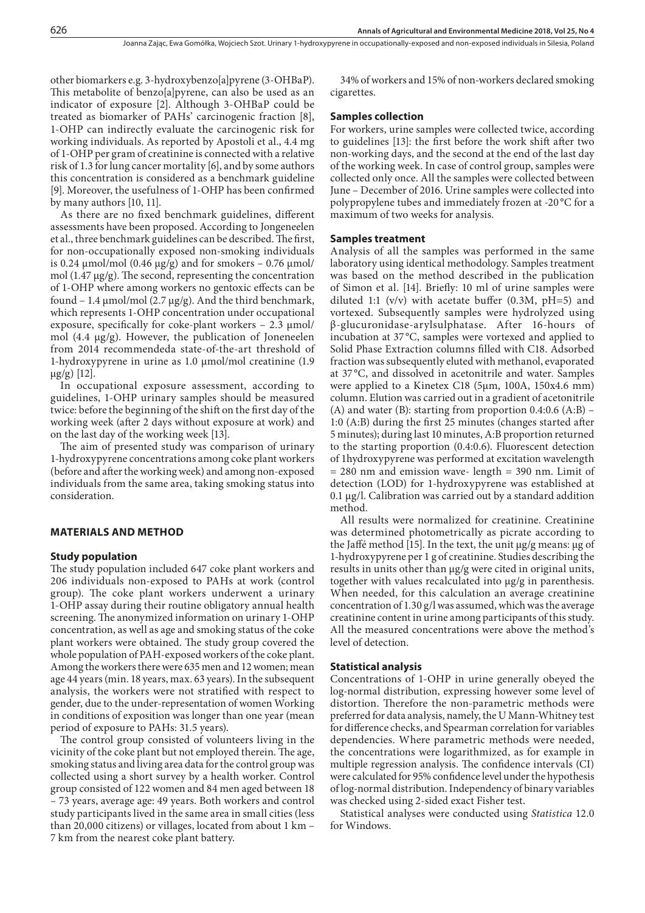other biomarkers e.g. 3-hydroxybenzo[a]pyrene (3-OHBaP). This metabolite of benzo[a]pyrene, can also be used as an indicator of exposure [2]. Although 3-OHBaP could be treated as biomarker of PAHs' carcinogenic fraction [8], 1-OHP can indirectly evaluate the carcinogenic risk for working individuals. As reported by Apostoli et al., 4.4 mg of 1-OHP per gram of creatinine is connected with a relative risk of 1.3 for lung cancer mortality [6], and by some authors this concentration is considered as a benchmark guideline [9]. Moreover, the usefulness of 1-OHP has been confirmed by many authors [10, 11].

As there are no fixed benchmark guidelines, different assessments have been proposed. According to Jongeneelen et al., three benchmark guidelines can be described. The first, for non-occupationally exposed non-smoking individuals is 0.24 µmol/mol (0.46 µg/g) and for smokers – 0.76 µmol/mol (1.47 µg/g). The second, representing the concentration of 1-OHP where among workers no gentoxic effects can be found – 1.4 µmol/mol (2.7 µg/g). And the third benchmark, which represents 1-OHP concentration under occupational exposure, specifically for coke-plant workers – 2.3 µmol/mol (4.4 µg/g). However, the publication of Joneneelen from 2014 recommendeda state-of-the-art threshold of 1-hydroxypyrene in urine as 1.0 µmol/mol creatinine (1.9 µg/g) [12].

In occupational exposure assessment, according to guidelines, 1-OHP urinary samples should be measured twice: before the beginning of the shift on the first day of the working week (after 2 days without exposure at work) and on the last day of the working week [13].

The aim of presented study was comparison of urinary 1-hydroxypyrene concentrations among coke plant workers (before and after the working week) and among non-exposed individuals from the same area, taking smoking status into consideration.

## MATERIALS AND METHOD

### Study population

The study population included 647 coke plant workers and 206 individuals non-exposed to PAHs at work (control group). The coke plant workers underwent a urinary 1-OHP assay during their routine obligatory annual health screening. The anonymized information on urinary 1-OHP concentration, as well as age and smoking status of the coke plant workers were obtained. The study group covered the whole population of PAH-exposed workers of the coke plant. Among the workers there were 635 men and 12 women; mean age 44 years (min. 18 years, max. 63 years). In the subsequent analysis, the workers were not stratified with respect to gender, due to the under-representation of women Working in conditions of exposition was longer than one year (mean period of exposure to PAHs: 31.5 years).

The control group consisted of volunteers living in the vicinity of the coke plant but not employed therein. The age, smoking status and living area data for the control group was collected using a short survey by a health worker. Control group consisted of 122 women and 84 men aged between 18 – 73 years, average age: 49 years. Both workers and control study participants lived in the same area in small cities (less than 20,000 citizens) or villages, located from about 1 km – 7 km from the nearest coke plant battery.

34% of workers and 15% of non-workers declared smoking cigarettes.

### Samples collection

For workers, urine samples were collected twice, according to guidelines [13]: the first before the work shift after two non-working days, and the second at the end of the last day of the working week. In case of control group, samples were collected only once. All the samples were collected between June – December of 2016. Urine samples were collected into polypropylene tubes and immediately frozen at -20 °C for a maximum of two weeks for analysis.

### Samples treatment

Analysis of all the samples was performed in the same laboratory using identical methodology. Samples treatment was based on the method described in the publication of Simon et al. [14]. Briefly: 10 ml of urine samples were diluted 1:1 (v/v) with acetate buffer (0.3M, pH=5) and vortexed. Subsequently samples were hydrolyzed using β-glucuronidase-arylsulphatase. After 16-hours of incubation at 37 °C, samples were vortexed and applied to Solid Phase Extraction columns filled with C18. Adsorbed fraction was subsequently eluted with methanol, evaporated at 37 °C, and dissolved in acetonitrile and water. Samples were applied to a Kinetex C18 (5µm, 100A, 150x4.6 mm) column. Elution was carried out in a gradient of acetonitrile (A) and water (B): starting from proportion 0.4:0.6 (A:B) – 1:0 (A:B) during the first 25 minutes (changes started after 5 minutes); during last 10 minutes, A:B proportion returned to the starting proportion (0.4:0.6). Fluorescent detection of 1hydroxypyrene was performed at excitation wavelength = 280 nm and emission wave- length = 390 nm. Limit of detection (LOD) for 1-hydroxypyrene was established at 0.1 µg/l. Calibration was carried out by a standard addition method.

All results were normalized for creatinine. Creatinine was determined photometrically as picrate according to the Jaffé method [15]. In the text, the unit µg/g means: µg of 1-hydroxypyrene per 1 g of creatinine. Studies describing the results in units other than µg/g were cited in original units, together with values recalculated into µg/g in parenthesis. When needed, for this calculation an average creatinine concentration of 1.30 g/l was assumed, which was the average creatinine content in urine among participants of this study. All the measured concentrations were above the method's level of detection.

### Statistical analysis

Concentrations of 1-OHP in urine generally obeyed the log-normal distribution, expressing however some level of distortion. Therefore the non-parametric methods were preferred for data analysis, namely, the U Mann-Whitney test for difference checks, and Spearman correlation for variables dependencies. Where parametric methods were needed, the concentrations were logarithmized, as for example in multiple regression analysis. The confidence intervals (CI) were calculated for 95% confidence level under the hypothesis of log-normal distribution. Independency of binary variables was checked using 2-sided exact Fisher test.

Statistical analyses were conducted using *Statistica* 12.0 for Windows.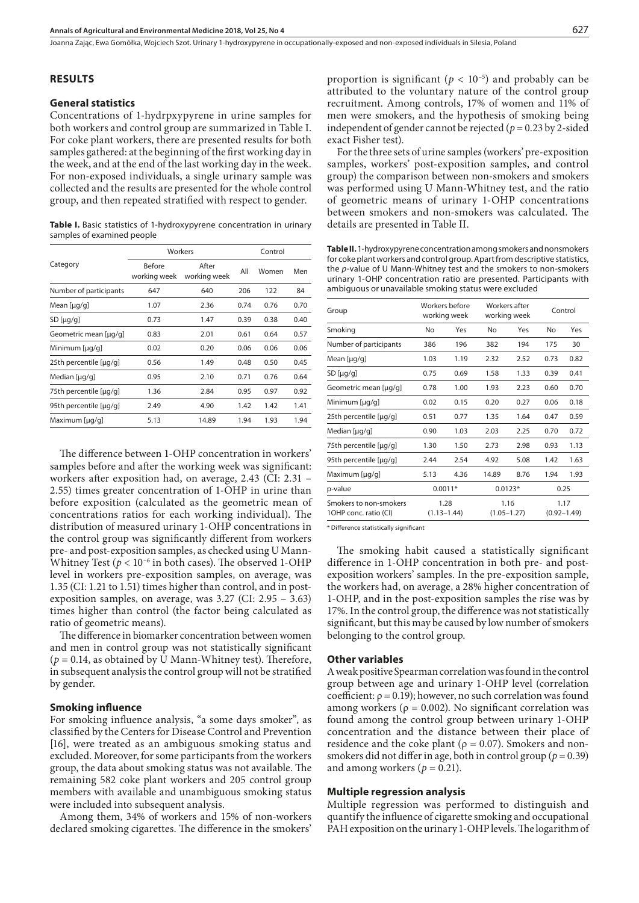## RESULTS

### General statistics

Concentrations of 1-hydrpxypyrene in urine samples for both workers and control group are summarized in Table I. For coke plant workers, there are presented results for both samples gathered: at the beginning of the first working day in the week, and at the end of the last working day in the week. For non-exposed individuals, a single urinary sample was collected and the results are presented for the whole control group, and then repeated stratified with respect to gender.

**Table I.** Basic statistics of 1-hydroxypyrene concentration in urinary samples of examined people

| Category | Workers | | Control | | |
|---|---|---|---|---|---|
| | Before working week | After working week | All | Women | Men |
| Number of participants | 647 | 640 | 206 | 122 | 84 |
| Mean [μg/g] | 1.07 | 2.36 | 0.74 | 0.76 | 0.70 |
| SD [μg/g] | 0.73 | 1.47 | 0.39 | 0.38 | 0.40 |
| Geometric mean [μg/g] | 0.83 | 2.01 | 0.61 | 0.64 | 0.57 |
| Minimum [μg/g] | 0.02 | 0.20 | 0.06 | 0.06 | 0.06 |
| 25th percentile [μg/g] | 0.56 | 1.49 | 0.48 | 0.50 | 0.45 |
| Median [μg/g] | 0.95 | 2.10 | 0.71 | 0.76 | 0.64 |
| 75th percentile [μg/g] | 1.36 | 2.84 | 0.95 | 0.97 | 0.92 |
| 95th percentile [μg/g] | 2.49 | 4.90 | 1.42 | 1.42 | 1.41 |
| Maximum [μg/g] | 5.13 | 14.89 | 1.94 | 1.93 | 1.94 |

The difference between 1-OHP concentration in workers' samples before and after the working week was significant: workers after exposition had, on average, 2.43 (CI: 2.31 – 2.55) times greater concentration of 1-OHP in urine than before exposition (calculated as the geometric mean of concentrations ratios for each working individual). The distribution of measured urinary 1-OHP concentrations in the control group was significantly different from workers pre- and post-exposition samples, as checked using U Mann-Whitney Test ($p < 10^{-6}$ in both cases). The observed 1-OHP level in workers pre-exposition samples, on average, was 1.35 (CI: 1.21 to 1.51) times higher than control, and in post-exposition samples, on average, was 3.27 (CI: 2.95 – 3.63) times higher than control (the factor being calculated as ratio of geometric means).

The difference in biomarker concentration between women and men in control group was not statistically significant ($p = 0.14$, as obtained by U Mann-Whitney test). Therefore, in subsequent analysis the control group will not be stratified by gender.

### Smoking influence

For smoking influence analysis, "a some days smoker", as classified by the Centers for Disease Control and Prevention [16], were treated as an ambiguous smoking status and excluded. Moreover, for some participants from the workers group, the data about smoking status was not available. The remaining 582 coke plant workers and 205 control group members with available and unambiguous smoking status were included into subsequent analysis.

Among them, 34% of workers and 15% of non-workers declared smoking cigarettes. The difference in the smokers' proportion is significant ($p < 10^{-5}$) and probably can be attributed to the voluntary nature of the control group recruitment. Among controls, 17% of women and 11% of men were smokers, and the hypothesis of smoking being independent of gender cannot be rejected ($p = 0.23$ by 2-sided exact Fisher test).

For the three sets of urine samples (workers' pre-exposition samples, workers' post-exposition samples, and control group) the comparison between non-smokers and smokers was performed using U Mann-Whitney test, and the ratio of geometric means of urinary 1-OHP concentrations between smokers and non-smokers was calculated. The details are presented in Table II.

**Table II.** 1-hydroxypyrene concentration among smokers and nonsmokers for coke plant workers and control group. Apart from descriptive statistics, the p-value of U Mann-Whitney test and the smokers to non-smokers urinary 1-OHP concentration ratio are presented. Participants with ambiguous or unavailable smoking status were excluded

| Group | Workers before working week | | Workers after working week | | Control | |
|---|---|---|---|---|---|---|
| Smoking | No | Yes | No | Yes | No | Yes |
| Number of participants | 386 | 196 | 382 | 194 | 175 | 30 |
| Mean [μg/g] | 1.03 | 1.19 | 2.32 | 2.52 | 0.73 | 0.82 |
| SD [μg/g] | 0.75 | 0.69 | 1.58 | 1.33 | 0.39 | 0.41 |
| Geometric mean [μg/g] | 0.78 | 1.00 | 1.93 | 2.23 | 0.60 | 0.70 |
| Minimum [μg/g] | 0.02 | 0.15 | 0.20 | 0.27 | 0.06 | 0.18 |
| 25th percentile [μg/g] | 0.51 | 0.77 | 1.35 | 1.64 | 0.47 | 0.59 |
| Median [μg/g] | 0.90 | 1.03 | 2.03 | 2.25 | 0.70 | 0.72 |
| 75th percentile [μg/g] | 1.30 | 1.50 | 2.73 | 2.98 | 0.93 | 1.13 |
| 95th percentile [μg/g] | 2.44 | 2.54 | 4.92 | 5.08 | 1.42 | 1.63 |
| Maximum [μg/g] | 5.13 | 4.36 | 14.89 | 8.76 | 1.94 | 1.93 |
| p-value | 0.0011* | | 0.0123* | | 0.25 | |
| Smokers to non-smokers 1OHP conc. ratio (CI) | 1.28 (1.13–1.44) | | 1.16 (1.05–1.27) | | 1.17 (0.92–1.49) | |

\* Difference statistically significant

The smoking habit caused a statistically significant difference in 1-OHP concentration in both pre- and post-exposition workers' samples. In the pre-exposition sample, the workers had, on average, a 28% higher concentration of 1-OHP, and in the post-exposition samples the rise was by 17%. In the control group, the difference was not statistically significant, but this may be caused by low number of smokers belonging to the control group.

### Other variables

A weak positive Spearman correlation was found in the control group between age and urinary 1-OHP level (correlation coefficient: $\rho = 0.19$); however, no such correlation was found among workers ($\rho = 0.002$). No significant correlation was found among the control group between urinary 1-OHP concentration and the distance between their place of residence and the coke plant ($\rho = 0.07$). Smokers and non-smokers did not differ in age, both in control group ($p = 0.39$) and among workers ($p = 0.21$).

### Multiple regression analysis

Multiple regression was performed to distinguish and quantify the influence of cigarette smoking and occupational PAH exposition on the urinary 1-OHP levels. The logarithm of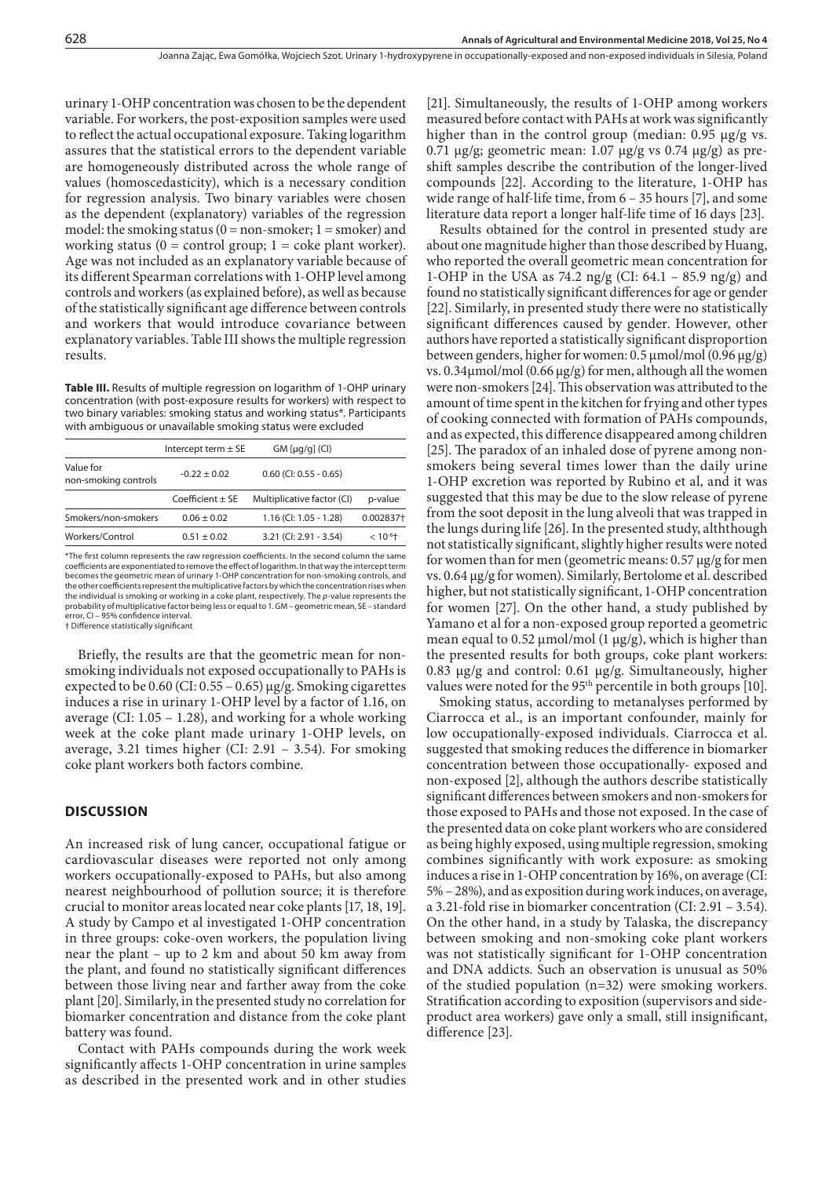urinary 1-OHP concentration was chosen to be the dependent variable. For workers, the post-exposition samples were used to reflect the actual occupational exposure. Taking logarithm assures that the statistical errors to the dependent variable are homogeneously distributed across the whole range of values (homoscedasticity), which is a necessary condition for regression analysis. Two binary variables were chosen as the dependent (explanatory) variables of the regression model: the smoking status (0 = non-smoker; 1 = smoker) and working status (0 = control group; 1 = coke plant worker). Age was not included as an explanatory variable because of its different Spearman correlations with 1-OHP level among controls and workers (as explained before), as well as because of the statistically significant age difference between controls and workers that would introduce covariance between explanatory variables. Table III shows the multiple regression results.

**Table III.** Results of multiple regression on logarithm of 1-OHP urinary concentration (with post-exposure results for workers) with respect to two binary variables: smoking status and working status*. Participants with ambiguous or unavailable smoking status were excluded

| | Intercept term ± SE | GM [µg/g] (CI) | |
|---|---|---|---|
| Value for non-smoking controls | -0.22 ± 0.02 | 0.60 (CI: 0.55 - 0.65) | |
| | Coefficient ± SE | Multiplicative factor (CI) | p-value |
| Smokers/non-smokers | 0.06 ± 0.02 | 1.16 (CI: 1.05 - 1.28) | 0.002837† |
| Workers/Control | 0.51 ± 0.02 | 3.21 (CI: 2.91 - 3.54) | $< 10^{-6}$† |

*The first column represents the raw regression coefficients. In the second column the same coefficients are exponentiated to remove the effect of logarithm. In that way the intercept term becomes the geometric mean of urinary 1-OHP concentration for non-smoking controls, and the other coefficients represent the multiplicative factors by which the concentration rises when the individual is smoking or working in a coke plant, respectively. The *p*-value represents the probability of multiplicative factor being less or equal to 1. GM – geometric mean, SE – standard error, CI – 95% confidence interval.
† Difference statistically significant

Briefly, the results are that the geometric mean for non-smoking individuals not exposed occupationally to PAHs is expected to be 0.60 (CI: 0.55 – 0.65) µg/g. Smoking cigarettes induces a rise in urinary 1-OHP level by a factor of 1.16, on average (CI: 1.05 – 1.28), and working for a whole working week at the coke plant made urinary 1-OHP levels, on average, 3.21 times higher (CI: 2.91 – 3.54). For smoking coke plant workers both factors combine.

## DISCUSSION

An increased risk of lung cancer, occupational fatigue or cardiovascular diseases were reported not only among workers occupationally-exposed to PAHs, but also among nearest neighbourhood of pollution source; it is therefore crucial to monitor areas located near coke plants [17, 18, 19]. A study by Campo et al investigated 1-OHP concentration in three groups: coke-oven workers, the population living near the plant – up to 2 km and about 50 km away from the plant, and found no statistically significant differences between those living near and farther away from the coke plant [20]. Similarly, in the presented study no correlation for biomarker concentration and distance from the coke plant battery was found.

Contact with PAHs compounds during the work week significantly affects 1-OHP concentration in urine samples as described in the presented work and in other studies [21]. Simultaneously, the results of 1-OHP among workers measured before contact with PAHs at work was significantly higher than in the control group (median: 0.95 µg/g vs. 0.71 µg/g; geometric mean: 1.07 µg/g vs 0.74 µg/g) as pre-shift samples describe the contribution of the longer-lived compounds [22]. According to the literature, 1-OHP has wide range of half-life time, from 6 – 35 hours [7], and some literature data report a longer half-life time of 16 days [23].

Results obtained for the control in presented study are about one magnitude higher than those described by Huang, who reported the overall geometric mean concentration for 1-OHP in the USA as 74.2 ng/g (CI: 64.1 – 85.9 ng/g) and found no statistically significant differences for age or gender [22]. Similarly, in presented study there were no statistically significant differences caused by gender. However, other authors have reported a statistically significant disproportion between genders, higher for women: 0.5 µmol/mol (0.96 µg/g) vs. 0.34µmol/mol (0.66 µg/g) for men, although all the women were non-smokers [24]. This observation was attributed to the amount of time spent in the kitchen for frying and other types of cooking connected with formation of PAHs compounds, and as expected, this difference disappeared among children [25]. The paradox of an inhaled dose of pyrene among non-smokers being several times lower than the daily urine 1-OHP excretion was reported by Rubino et al, and it was suggested that this may be due to the slow release of pyrene from the soot deposit in the lung alveoli that was trapped in the lungs during life [26]. In the presented study, alththough not statistically significant, slightly higher results were noted for women than for men (geometric means: 0.57 µg/g for men vs. 0.64 µg/g for women). Similarly, Bertolome et al. described higher, but not statistically significant, 1-OHP concentration for women [27]. On the other hand, a study published by Yamano et al for a non-exposed group reported a geometric mean equal to 0.52 µmol/mol (1 µg/g), which is higher than the presented results for both groups, coke plant workers: 0.83 µg/g and control: 0.61 µg/g. Simultaneously, higher values were noted for the 95th percentile in both groups [10].

Smoking status, according to metanalyses performed by Ciarrocca et al., is an important confounder, mainly for low occupationally-exposed individuals. Ciarrocca et al. suggested that smoking reduces the difference in biomarker concentration between those occupationally- exposed and non-exposed [2], although the authors describe statistically significant differences between smokers and non-smokers for those exposed to PAHs and those not exposed. In the case of the presented data on coke plant workers who are considered as being highly exposed, using multiple regression, smoking combines significantly with work exposure: as smoking induces a rise in 1-OHP concentration by 16%, on average (CI: 5% – 28%), and as exposition during work induces, on average, a 3.21-fold rise in biomarker concentration (CI: 2.91 – 3.54). On the other hand, in a study by Talaska, the discrepancy between smoking and non-smoking coke plant workers was not statistically significant for 1-OHP concentration and DNA addicts. Such an observation is unusual as 50% of the studied population (n=32) were smoking workers. Stratification according to exposition (supervisors and side-product area workers) gave only a small, still insignificant, difference [23].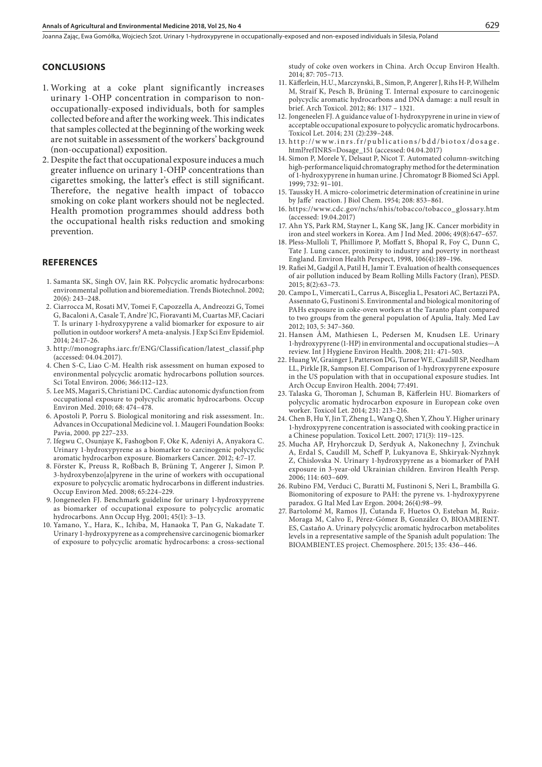## CONCLUSIONS

1. Working at a coke plant significantly increases urinary 1-OHP concentration in comparison to non-occupationally-exposed individuals, both for samples collected before and after the working week. This indicates that samples collected at the beginning of the working week are not suitable in assessment of the workers' background (non-occupational) exposition.
2. Despite the fact that occupational exposure induces a much greater influence on urinary 1-OHP concentrations than cigarettes smoking, the latter's effect is still significant. Therefore, the negative health impact of tobacco smoking on coke plant workers should not be neglected. Health promotion programmes should address both the occupational health risks reduction and smoking prevention.

## REFERENCES

1. Samanta SK, Singh OV, Jain RK. Polycyclic aromatic hydrocarbons: environmental pollution and bioremediation. Trends Biotechnol. 2002; 20(6): 243–248.
2. Ciarrocca M, Rosati MV, Tomei F, Capozzella A, Andreozzi G, Tomei G, Bacaloni A, Casale T, Andre`JC, Fioravanti M, Cuartas MF, Caciari T. Is urinary 1-hydroxypyrene a valid biomarker for exposure to air pollution in outdoor workers? A meta-analysis. J Exp Sci Env Epidemiol. 2014; 24:17–26.
3. http://monographs.iarc.fr/ENG/Classification/latest_classif.php (accessed: 04.04.2017).
4. Chen S-C, Liao C-M. Health risk assessment on human exposed to environmental polycyclic aromatic hydrocarbons pollution sources. Sci Total Environ. 2006; 366:112–123.
5. Lee MS, Magari S, Christiani DC. Cardiac autonomic dysfunction from occupational exposure to polycyclic aromatic hydrocarbons. Occup Environ Med. 2010; 68: 474–478.
6. Apostoli P, Porru S. Biological monitoring and risk assessment. In:. Advances in Occupational Medicine vol. 1. Maugeri Foundation Books: Pavia, 2000. pp 227–233.
7. Ifegwu C, Osunjaye K, Fashogbon F, Oke K, Adeniyi A, Anyakora C. Urinary 1-hydroxypyrene as a biomarker to carcinogenic polycyclic aromatic hydrocarbon exposure. Biomarkers Cancer. 2012; 4:7–17.
8. Förster K, Preuss R, Roßbach B, Brüning T, Angerer J, Simon P. 3-hydroxybenzo[a]pyrene in the urine of workers with occupational exposure to polycyclic aromatic hydrocarbons in different industries. Occup Environ Med. 2008; 65:224–229.
9. Jongeneelen FJ. Benchmark guideline for urinary 1-hydroxypyrene as biomarker of occupational exposure to polycyclic aromatic hydrocarbons. Ann Occup Hyg. 2001; 45(1): 3–13.
10. Yamano, Y., Hara, K., Ichiba, M, Hanaoka T, Pan G, Nakadate T. Urinary 1-hydroxypyrene as a comprehensive carcinogenic biomarker of exposure to polycyclic aromatic hydrocarbons: a cross-sectional study of coke oven workers in China. Arch Occup Environ Health. 2014; 87: 705–713.
11. Käfferlein, H.U., Marczynski, B., Simon, P, Angerer J, Rihs H-P, Wilhelm M, Straif K, Pesch B, Brüning T. Internal exposure to carcinogenic polycyclic aromatic hydrocarbons and DNA damage: a null result in brief. Arch Toxicol. 2012; 86: 1317 – 1321.
12. Jongeneelen FJ. A guidance value of 1-hydroxypyrene in urine in view of acceptable occupational exposure to polycyclic aromatic hydrocarbons. Toxicol Let. 2014; 231 (2):239–248.
13. http://www.inrs.fr/publications/bdd/biotox/dosage.html?refINRS=Dosage_151 (accessed: 04.04.2017)
14. Simon P, Morele Y, Delsaut P, Nicot T. Automated column-switching high-performance liquid chromatography method for the determination of 1-hydroxypyrene in human urine. J Chromatogr B Biomed Sci Appl. 1999; 732: 91–101.
15. Taussky H. A micro-colorimetric determination of creatinine in urine by Jaffe´ reaction. J Biol Chem. 1954; 208: 853–861.
16. https://www.cdc.gov/nchs/nhis/tobacco/tobacco_glossary.htm (accessed: 19.04.2017)
17. Ahn YS, Park RM, Stayner L, Kang SK, Jang JK. Cancer morbidity in iron and steel workers in Korea. Am J Ind Med. 2006; 49(8):647–657.
18. Pless-Mulloli T, Phillimore P, Moffatt S, Bhopal R, Foy C, Dunn C, Tate J. Lung cancer, proximity to industry and poverty in northeast England. Environ Health Perspect, 1998, 106(4):189–196.
19. Rafiei M, Gadgil A, Patil H, Jamir T. Evaluation of health consequences of air pollution induced by Beam Rolling Mills Factory (Iran), PESD. 2015; 8(2):63–73.
20. Campo L, Vimercati L, Carrus A, Bisceglia L, Pesatori AC, Bertazzi PA, Assennato G, Fustinoni S. Environmental and biological monitoring of PAHs exposure in coke-oven workers at the Taranto plant compared to two groups from the general population of Apulia, Italy. Med Lav 2012; 103, 5: 347–360.
21. Hansen ÅM, Mathiesen L, Pedersen M, Knudsen LE. Urinary 1-hydroxypyrene (1-HP) in environmental and occupational studies—A review. Int J Hygiene Environ Health. 2008; 211: 471–503.
22. Huang W, Grainger J, Patterson DG, Turner WE, Caudill SP, Needham LL, Pirkle JR, Sampson EJ. Comparison of 1-hydroxypyrene exposure in the US population with that in occupational exposure studies. Int Arch Occup Environ Health. 2004; 77:491.
23. Talaska G, Thoroman J, Schuman B, Käfferlein HU. Biomarkers of polycyclic aromatic hydrocarbon exposure in European coke oven worker. Toxicol Let. 2014; 231: 213–216.
24. Chen B, Hu Y, Jin T, Zheng L, Wang Q, Shen Y, Zhou Y. Higher urinary 1-hydroxypyrene concentration is associated with cooking practice in a Chinese population. Toxicol Lett. 2007; 171(3): 119–125.
25. Mucha AP, Hryhorczuk D, Serdyuk A, Nakonechny J, Zvinchuk A, Erdal S, Caudill M, Scheff P, Lukyanova E, Shkiryak-Nyzhnyk Z, Chislovska N. Urinary 1-hydroxypyrene as a biomarker of PAH exposure in 3-year-old Ukrainian children. Environ Health Persp. 2006; 114: 603–609.
26. Rubino FM, Verduci C, Buratti M, Fustinoni S, Neri L, Brambilla G. Biomonitoring of exposure to PAH: the pyrene vs. 1-hydroxypyrene paradox. G Ital Med Lav Ergon. 2004; 26(4):98–99.
27. Bartolomé M, Ramos JJ, Cutanda F, Huetos O, Esteban M, Ruiz-Moraga M, Calvo E, Pérez-Gómez B, González O, BIOAMBIENT. ES, Castaño A. Urinary polycyclic aromatic hydrocarbon metabolites levels in a representative sample of the Spanish adult population: The BIOAMBIENT.ES project. Chemosphere. 2015; 135: 436–446.